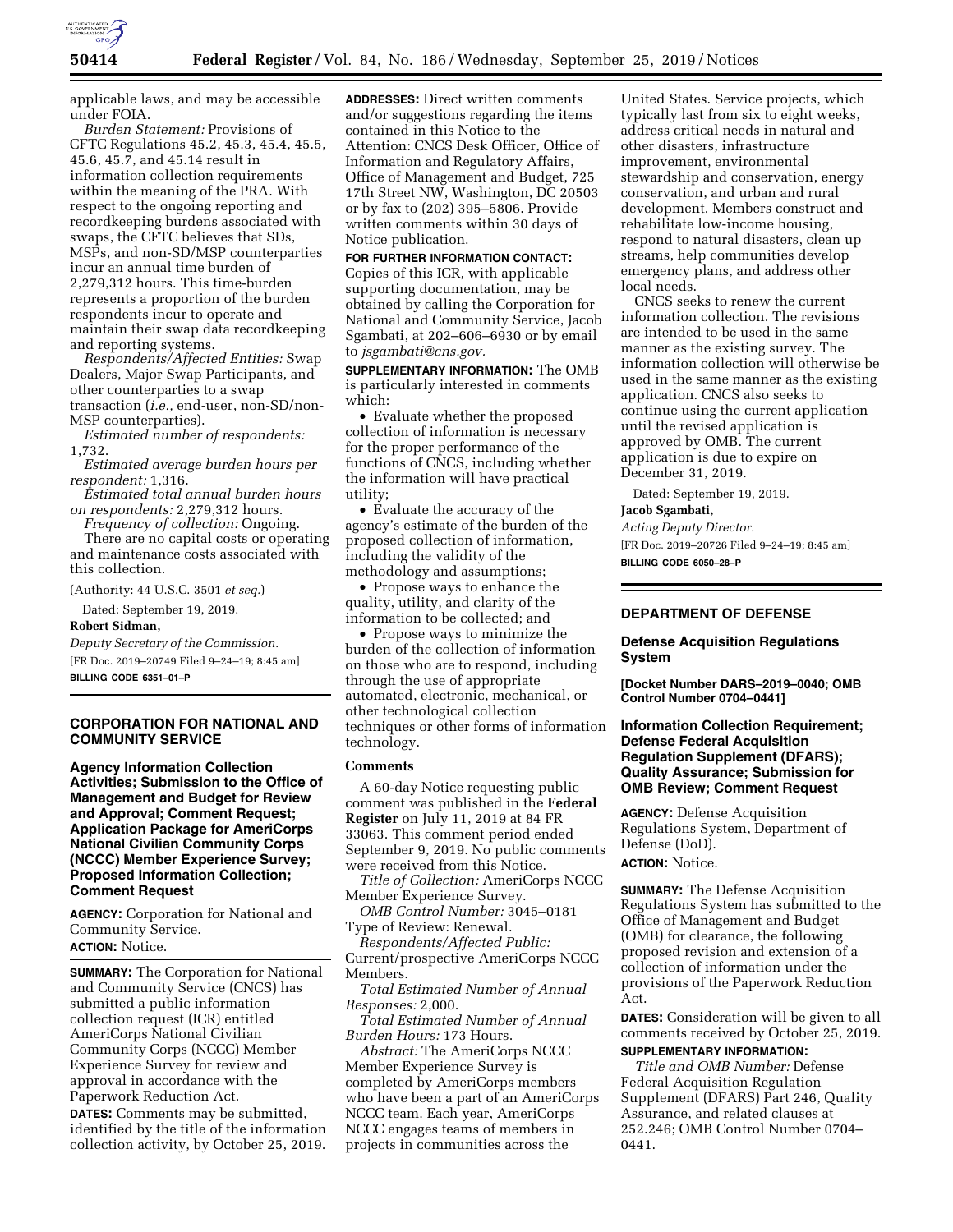applicable laws, and may be accessible under FOIA.

*Burden Statement:* Provisions of CFTC Regulations 45.2, 45.3, 45.4, 45.5, 45.6, 45.7, and 45.14 result in information collection requirements within the meaning of the PRA. With respect to the ongoing reporting and recordkeeping burdens associated with swaps, the CFTC believes that SDs, MSPs, and non-SD/MSP counterparties incur an annual time burden of 2,279,312 hours. This time-burden represents a proportion of the burden respondents incur to operate and maintain their swap data recordkeeping and reporting systems.

*Respondents/Affected Entities:* Swap Dealers, Major Swap Participants, and other counterparties to a swap transaction (*i.e.,* end-user, non-SD/non-MSP counterparties).

*Estimated number of respondents:* 1,732.

*Estimated average burden hours per respondent:* 1,316.

*Estimated total annual burden hours on respondents:* 2,279,312 hours.

*Frequency of collection:* Ongoing.

There are no capital costs or operating and maintenance costs associated with this collection.

(Authority: 44 U.S.C. 3501 *et seq.*)

Dated: September 19, 2019.

**Robert Sidman,**

*Deputy Secretary of the Commission.*

[FR Doc. 2019–20749 Filed 9–24–19; 8:45 am]

**BILLING CODE 6351–01–P**

## CORPORATION FOR NATIONAL AND COMMUNITY SERVICE

### Agency Information Collection Activities; Submission to the Office of Management and Budget for Review and Approval; Comment Request; Application Package for AmeriCorps National Civilian Community Corps (NCCC) Member Experience Survey; Proposed Information Collection; Comment Request

**AGENCY:** Corporation for National and Community Service.

**ACTION:** Notice.

**SUMMARY:** The Corporation for National and Community Service (CNCS) has submitted a public information collection request (ICR) entitled AmeriCorps National Civilian Community Corps (NCCC) Member Experience Survey for review and approval in accordance with the Paperwork Reduction Act.

**DATES:** Comments may be submitted, identified by the title of the information collection activity, by October 25, 2019.

**ADDRESSES:** Direct written comments and/or suggestions regarding the items contained in this Notice to the Attention: CNCS Desk Officer, Office of Information and Regulatory Affairs, Office of Management and Budget, 725 17th Street NW, Washington, DC 20503 or by fax to (202) 395–5806. Provide written comments within 30 days of Notice publication.

**FOR FURTHER INFORMATION CONTACT:** Copies of this ICR, with applicable supporting documentation, may be obtained by calling the Corporation for National and Community Service, Jacob Sgambati, at 202–606–6930 or by email to *jsgambati@cns.gov.*

**SUPPLEMENTARY INFORMATION:** The OMB is particularly interested in comments which:

- Evaluate whether the proposed collection of information is necessary for the proper performance of the functions of CNCS, including whether the information will have practical utility;
- Evaluate the accuracy of the agency's estimate of the burden of the proposed collection of information, including the validity of the methodology and assumptions;
- Propose ways to enhance the quality, utility, and clarity of the information to be collected; and
- Propose ways to minimize the burden of the collection of information on those who are to respond, including through the use of appropriate automated, electronic, mechanical, or other technological collection techniques or other forms of information technology.

#### Comments

A 60-day Notice requesting public comment was published in the **Federal Register** on July 11, 2019 at 84 FR 33063. This comment period ended September 9, 2019. No public comments were received from this Notice.

*Title of Collection:* AmeriCorps NCCC Member Experience Survey.

*OMB Control Number:* 3045–0181

Type of Review: Renewal.

*Respondents/Affected Public:* Current/prospective AmeriCorps NCCC Members.

*Total Estimated Number of Annual Responses:* 2,000.

*Total Estimated Number of Annual Burden Hours:* 173 Hours.

*Abstract:* The AmeriCorps NCCC Member Experience Survey is completed by AmeriCorps members who have been a part of an AmeriCorps NCCC team. Each year, AmeriCorps NCCC engages teams of members in projects in communities across the United States. Service projects, which typically last from six to eight weeks, address critical needs in natural and other disasters, infrastructure improvement, environmental stewardship and conservation, energy conservation, and urban and rural development. Members construct and rehabilitate low-income housing, respond to natural disasters, clean up streams, help communities develop emergency plans, and address other local needs.

CNCS seeks to renew the current information collection. The revisions are intended to be used in the same manner as the existing survey. The information collection will otherwise be used in the same manner as the existing application. CNCS also seeks to continue using the current application until the revised application is approved by OMB. The current application is due to expire on December 31, 2019.

Dated: September 19, 2019.

**Jacob Sgambati,**

*Acting Deputy Director.*

[FR Doc. 2019–20726 Filed 9–24–19; 8:45 am]

**BILLING CODE 6050–28–P**

## DEPARTMENT OF DEFENSE

### Defense Acquisition Regulations System

**[Docket Number DARS–2019–0040; OMB Control Number 0704–0441]**

### Information Collection Requirement; Defense Federal Acquisition Regulation Supplement (DFARS); Quality Assurance; Submission for OMB Review; Comment Request

**AGENCY:** Defense Acquisition Regulations System, Department of Defense (DoD).

**ACTION:** Notice.

**SUMMARY:** The Defense Acquisition Regulations System has submitted to the Office of Management and Budget (OMB) for clearance, the following proposed revision and extension of a collection of information under the provisions of the Paperwork Reduction Act.

**DATES:** Consideration will be given to all comments received by October 25, 2019.

**SUPPLEMENTARY INFORMATION:**

*Title and OMB Number:* Defense Federal Acquisition Regulation Supplement (DFARS) Part 246, Quality Assurance, and related clauses at 252.246; OMB Control Number 0704–0441.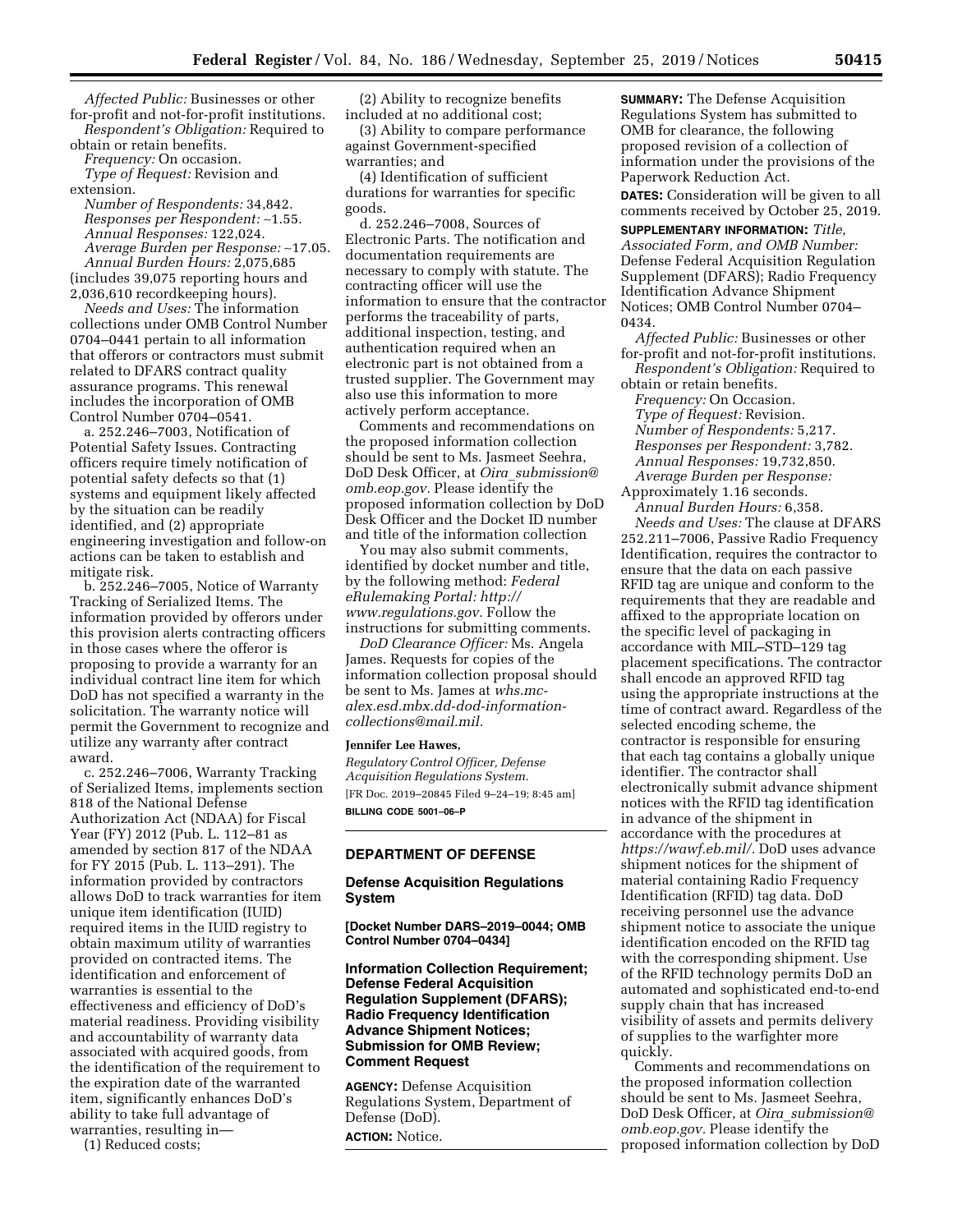*Affected Public:* Businesses or other for-profit and not-for-profit institutions.

*Respondent's Obligation:* Required to obtain or retain benefits.

*Frequency:* On occasion.

*Type of Request:* Revision and extension.

*Number of Respondents:* 34,842.

*Responses per Respondent:* ~1.55.

*Annual Responses:* 122,024.

*Average Burden per Response:* ~17.05.

*Annual Burden Hours:* 2,075,685 (includes 39,075 reporting hours and 2,036,610 recordkeeping hours).

*Needs and Uses:* The information collections under OMB Control Number 0704–0441 pertain to all information that offerors or contractors must submit related to DFARS contract quality assurance programs. This renewal includes the incorporation of OMB Control Number 0704–0541.

a. 252.246–7003, Notification of Potential Safety Issues. Contracting officers require timely notification of potential safety defects so that (1) systems and equipment likely affected by the situation can be readily identified, and (2) appropriate engineering investigation and follow-on actions can be taken to establish and mitigate risk.

b. 252.246–7005, Notice of Warranty Tracking of Serialized Items. The information provided by offerors under this provision alerts contracting officers in those cases where the offeror is proposing to provide a warranty for an individual contract line item for which DoD has not specified a warranty in the solicitation. The warranty notice will permit the Government to recognize and utilize any warranty after contract award.

c. 252.246–7006, Warranty Tracking of Serialized Items, implements section 818 of the National Defense Authorization Act (NDAA) for Fiscal Year (FY) 2012 (Pub. L. 112–81 as amended by section 817 of the NDAA for FY 2015 (Pub. L. 113–291). The information provided by contractors allows DoD to track warranties for item unique item identification (IUID) required items in the IUID registry to obtain maximum utility of warranties provided on contracted items. The identification and enforcement of warranties is essential to the effectiveness and efficiency of DoD's material readiness. Providing visibility and accountability of warranty data associated with acquired goods, from the identification of the requirement to the expiration date of the warranted item, significantly enhances DoD's ability to take full advantage of warranties, resulting in—

(1) Reduced costs;

(2) Ability to recognize benefits included at no additional cost;

(3) Ability to compare performance against Government-specified warranties; and

(4) Identification of sufficient durations for warranties for specific goods.

d. 252.246–7008, Sources of Electronic Parts. The notification and documentation requirements are necessary to comply with statute. The contracting officer will use the information to ensure that the contractor performs the traceability of parts, additional inspection, testing, and authentication required when an electronic part is not obtained from a trusted supplier. The Government may also use this information to more actively perform acceptance.

Comments and recommendations on the proposed information collection should be sent to Ms. Jasmeet Seehra, DoD Desk Officer, at *Oira_submission@omb.eop.gov.* Please identify the proposed information collection by DoD Desk Officer and the Docket ID number and title of the information collection

You may also submit comments, identified by docket number and title, by the following method: *Federal eRulemaking Portal: http://www.regulations.gov.* Follow the instructions for submitting comments.

*DoD Clearance Officer:* Ms. Angela James. Requests for copies of the information collection proposal should be sent to Ms. James at *whs.mc-alex.esd.mbx.dd-dod-information-collections@mail.mil.*

**Jennifer Lee Hawes,**

*Regulatory Control Officer, Defense Acquisition Regulations System.*

[FR Doc. 2019–20845 Filed 9–24–19; 8:45 am]

**BILLING CODE 5001–06–P**

## DEPARTMENT OF DEFENSE

### Defense Acquisition Regulations System

**[Docket Number DARS–2019–0044; OMB Control Number 0704–0434]**

### Information Collection Requirement; Defense Federal Acquisition Regulation Supplement (DFARS); Radio Frequency Identification Advance Shipment Notices; Submission for OMB Review; Comment Request

**AGENCY:** Defense Acquisition Regulations System, Department of Defense (DoD).

**ACTION:** Notice.

**SUMMARY:** The Defense Acquisition Regulations System has submitted to OMB for clearance, the following proposed revision of a collection of information under the provisions of the Paperwork Reduction Act.

**DATES:** Consideration will be given to all comments received by October 25, 2019.

**SUPPLEMENTARY INFORMATION:** *Title, Associated Form, and OMB Number:* Defense Federal Acquisition Regulation Supplement (DFARS); Radio Frequency Identification Advance Shipment Notices; OMB Control Number 0704–0434.

*Affected Public:* Businesses or other for-profit and not-for-profit institutions.

*Respondent's Obligation:* Required to obtain or retain benefits.

*Frequency:* On Occasion.

*Type of Request:* Revision.

*Number of Respondents:* 5,217.

*Responses per Respondent:* 3,782.

*Annual Responses:* 19,732,850.

*Average Burden per Response:* Approximately 1.16 seconds.

*Annual Burden Hours:* 6,358.

*Needs and Uses:* The clause at DFARS 252.211–7006, Passive Radio Frequency Identification, requires the contractor to ensure that the data on each passive RFID tag are unique and conform to the requirements that they are readable and affixed to the appropriate location on the specific level of packaging in accordance with MIL–STD–129 tag placement specifications. The contractor shall encode an approved RFID tag using the appropriate instructions at the time of contract award. Regardless of the selected encoding scheme, the contractor is responsible for ensuring that each tag contains a globally unique identifier. The contractor shall electronically submit advance shipment notices with the RFID tag identification in advance of the shipment in accordance with the procedures at *https://wawf.eb.mil/.* DoD uses advance shipment notices for the shipment of material containing Radio Frequency Identification (RFID) tag data. DoD receiving personnel use the advance shipment notice to associate the unique identification encoded on the RFID tag with the corresponding shipment. Use of the RFID technology permits DoD an automated and sophisticated end-to-end supply chain that has increased visibility of assets and permits delivery of supplies to the warfighter more quickly.

Comments and recommendations on the proposed information collection should be sent to Ms. Jasmeet Seehra, DoD Desk Officer, at *Oira_submission@omb.eop.gov.* Please identify the proposed information collection by DoD